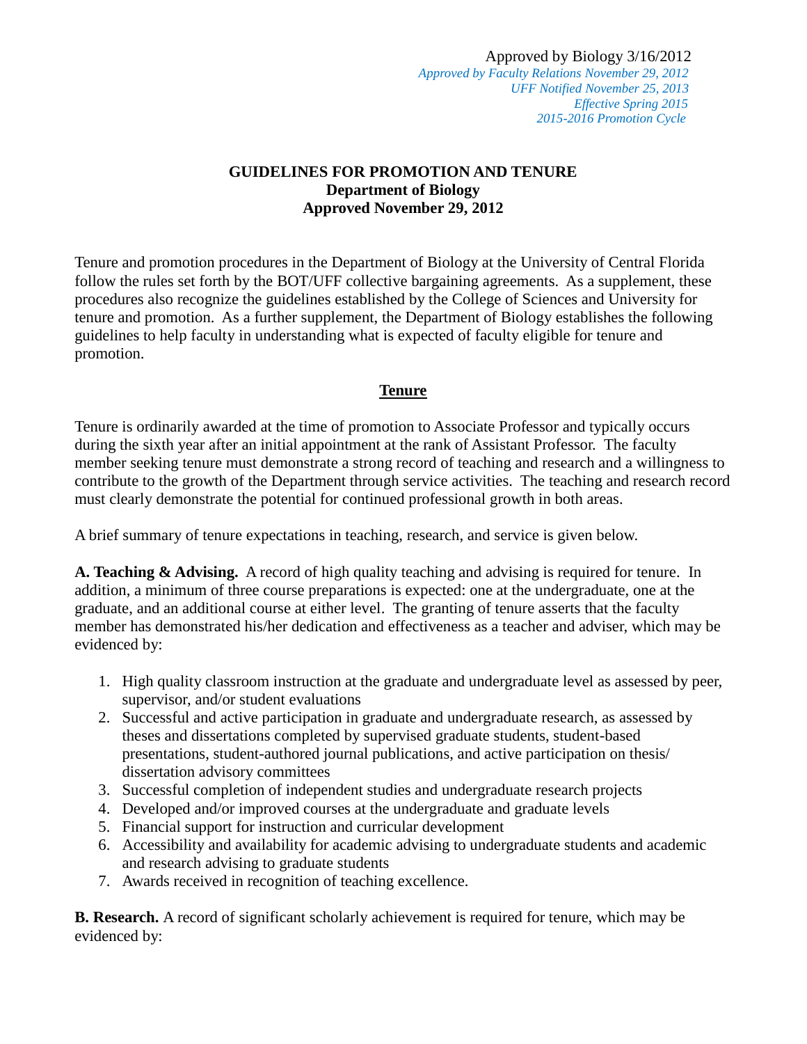Approved by Biology 3/16/2012
*Approved by Faculty Relations November 29, 2012*
*UFF Notified November 25, 2013*
*Effective Spring 2015*
*2015-2016 Promotion Cycle*

# GUIDELINES FOR PROMOTION AND TENURE
## Department of Biology
## Approved November 29, 2012

Tenure and promotion procedures in the Department of Biology at the University of Central Florida follow the rules set forth by the BOT/UFF collective bargaining agreements. As a supplement, these procedures also recognize the guidelines established by the College of Sciences and University for tenure and promotion. As a further supplement, the Department of Biology establishes the following guidelines to help faculty in understanding what is expected of faculty eligible for tenure and promotion.

## Tenure

Tenure is ordinarily awarded at the time of promotion to Associate Professor and typically occurs during the sixth year after an initial appointment at the rank of Assistant Professor. The faculty member seeking tenure must demonstrate a strong record of teaching and research and a willingness to contribute to the growth of the Department through service activities. The teaching and research record must clearly demonstrate the potential for continued professional growth in both areas.

A brief summary of tenure expectations in teaching, research, and service is given below.

**A. Teaching & Advising.** A record of high quality teaching and advising is required for tenure. In addition, a minimum of three course preparations is expected: one at the undergraduate, one at the graduate, and an additional course at either level. The granting of tenure asserts that the faculty member has demonstrated his/her dedication and effectiveness as a teacher and adviser, which may be evidenced by:

1. High quality classroom instruction at the graduate and undergraduate level as assessed by peer, supervisor, and/or student evaluations
2. Successful and active participation in graduate and undergraduate research, as assessed by theses and dissertations completed by supervised graduate students, student-based presentations, student-authored journal publications, and active participation on thesis/ dissertation advisory committees
3. Successful completion of independent studies and undergraduate research projects
4. Developed and/or improved courses at the undergraduate and graduate levels
5. Financial support for instruction and curricular development
6. Accessibility and availability for academic advising to undergraduate students and academic and research advising to graduate students
7. Awards received in recognition of teaching excellence.

**B. Research.** A record of significant scholarly achievement is required for tenure, which may be evidenced by: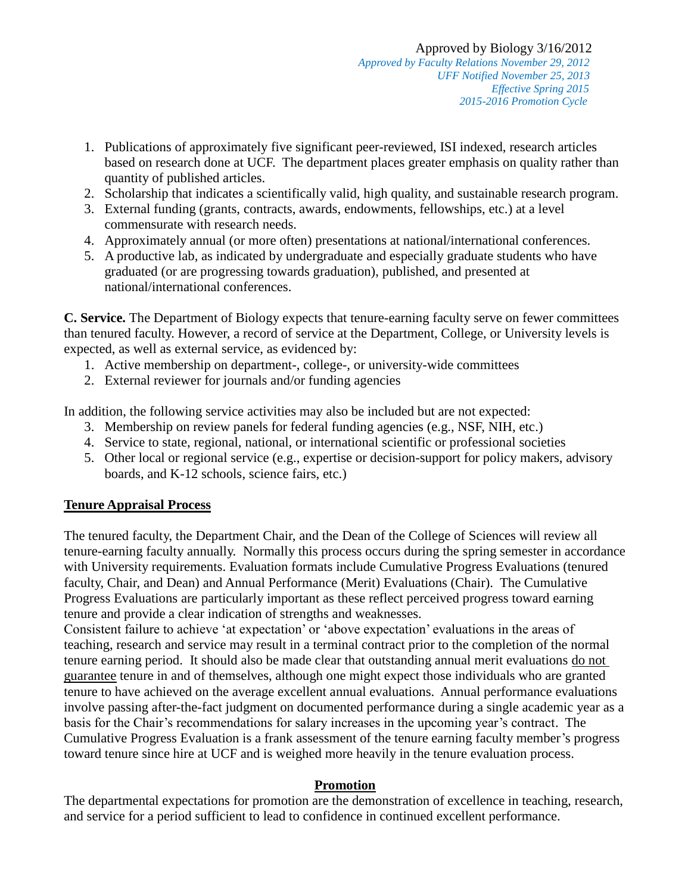Approved by Biology 3/16/2012
*Approved by Faculty Relations November 29, 2012*
*UFF Notified November 25, 2013*
*Effective Spring 2015*
*2015-2016 Promotion Cycle*

1. Publications of approximately five significant peer-reviewed, ISI indexed, research articles based on research done at UCF. The department places greater emphasis on quality rather than quantity of published articles.
2. Scholarship that indicates a scientifically valid, high quality, and sustainable research program.
3. External funding (grants, contracts, awards, endowments, fellowships, etc.) at a level commensurate with research needs.
4. Approximately annual (or more often) presentations at national/international conferences.
5. A productive lab, as indicated by undergraduate and especially graduate students who have graduated (or are progressing towards graduation), published, and presented at national/international conferences.

**C. Service.** The Department of Biology expects that tenure-earning faculty serve on fewer committees than tenured faculty. However, a record of service at the Department, College, or University levels is expected, as well as external service, as evidenced by:

1. Active membership on department-, college-, or university-wide committees
2. External reviewer for journals and/or funding agencies

In addition, the following service activities may also be included but are not expected:

3. Membership on review panels for federal funding agencies (e.g., NSF, NIH, etc.)
4. Service to state, regional, national, or international scientific or professional societies
5. Other local or regional service (e.g., expertise or decision-support for policy makers, advisory boards, and K-12 schools, science fairs, etc.)

## Tenure Appraisal Process

The tenured faculty, the Department Chair, and the Dean of the College of Sciences will review all tenure-earning faculty annually. Normally this process occurs during the spring semester in accordance with University requirements. Evaluation formats include Cumulative Progress Evaluations (tenured faculty, Chair, and Dean) and Annual Performance (Merit) Evaluations (Chair). The Cumulative Progress Evaluations are particularly important as these reflect perceived progress toward earning tenure and provide a clear indication of strengths and weaknesses.

Consistent failure to achieve 'at expectation' or 'above expectation' evaluations in the areas of teaching, research and service may result in a terminal contract prior to the completion of the normal tenure earning period. It should also be made clear that outstanding annual merit evaluations do not guarantee tenure in and of themselves, although one might expect those individuals who are granted tenure to have achieved on the average excellent annual evaluations. Annual performance evaluations involve passing after-the-fact judgment on documented performance during a single academic year as a basis for the Chair's recommendations for salary increases in the upcoming year's contract. The Cumulative Progress Evaluation is a frank assessment of the tenure earning faculty member's progress toward tenure since hire at UCF and is weighed more heavily in the tenure evaluation process.

## Promotion

The departmental expectations for promotion are the demonstration of excellence in teaching, research, and service for a period sufficient to lead to confidence in continued excellent performance.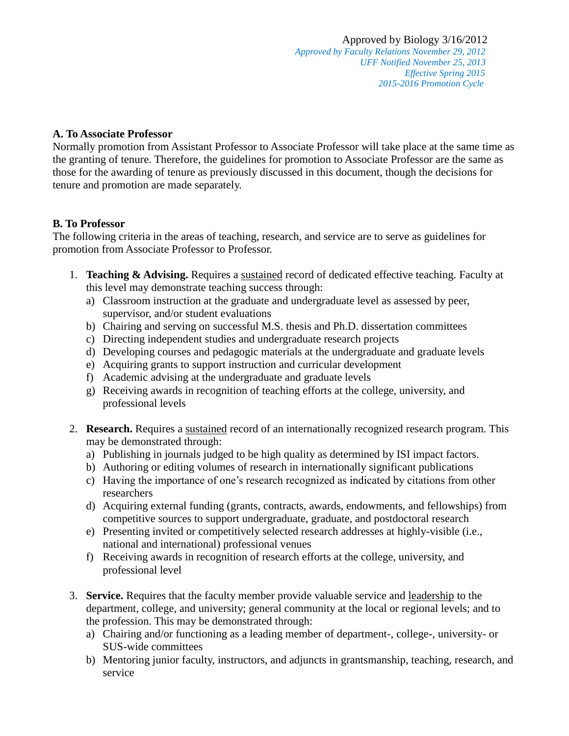Approved by Biology 3/16/2012
*Approved by Faculty Relations November 29, 2012*
*UFF Notified November 25, 2013*
*Effective Spring 2015*
*2015-2016 Promotion Cycle*

**A. To Associate Professor**

Normally promotion from Assistant Professor to Associate Professor will take place at the same time as the granting of tenure. Therefore, the guidelines for promotion to Associate Professor are the same as those for the awarding of tenure as previously discussed in this document, though the decisions for tenure and promotion are made separately.

**B. To Professor**

The following criteria in the areas of teaching, research, and service are to serve as guidelines for promotion from Associate Professor to Professor.

1. **Teaching & Advising.** Requires a <u>sustained</u> record of dedicated effective teaching. Faculty at this level may demonstrate teaching success through:
   a) Classroom instruction at the graduate and undergraduate level as assessed by peer, supervisor, and/or student evaluations
   b) Chairing and serving on successful M.S. thesis and Ph.D. dissertation committees
   c) Directing independent studies and undergraduate research projects
   d) Developing courses and pedagogic materials at the undergraduate and graduate levels
   e) Acquiring grants to support instruction and curricular development
   f) Academic advising at the undergraduate and graduate levels
   g) Receiving awards in recognition of teaching efforts at the college, university, and professional levels

2. **Research.** Requires a <u>sustained</u> record of an internationally recognized research program. This may be demonstrated through:
   a) Publishing in journals judged to be high quality as determined by ISI impact factors.
   b) Authoring or editing volumes of research in internationally significant publications
   c) Having the importance of one's research recognized as indicated by citations from other researchers
   d) Acquiring external funding (grants, contracts, awards, endowments, and fellowships) from competitive sources to support undergraduate, graduate, and postdoctoral research
   e) Presenting invited or competitively selected research addresses at highly-visible (i.e., national and international) professional venues
   f) Receiving awards in recognition of research efforts at the college, university, and professional level

3. **Service.** Requires that the faculty member provide valuable service and <u>leadership</u> to the department, college, and university; general community at the local or regional levels; and to the profession. This may be demonstrated through:
   a) Chairing and/or functioning as a leading member of department-, college-, university- or SUS-wide committees
   b) Mentoring junior faculty, instructors, and adjuncts in grantsmanship, teaching, research, and service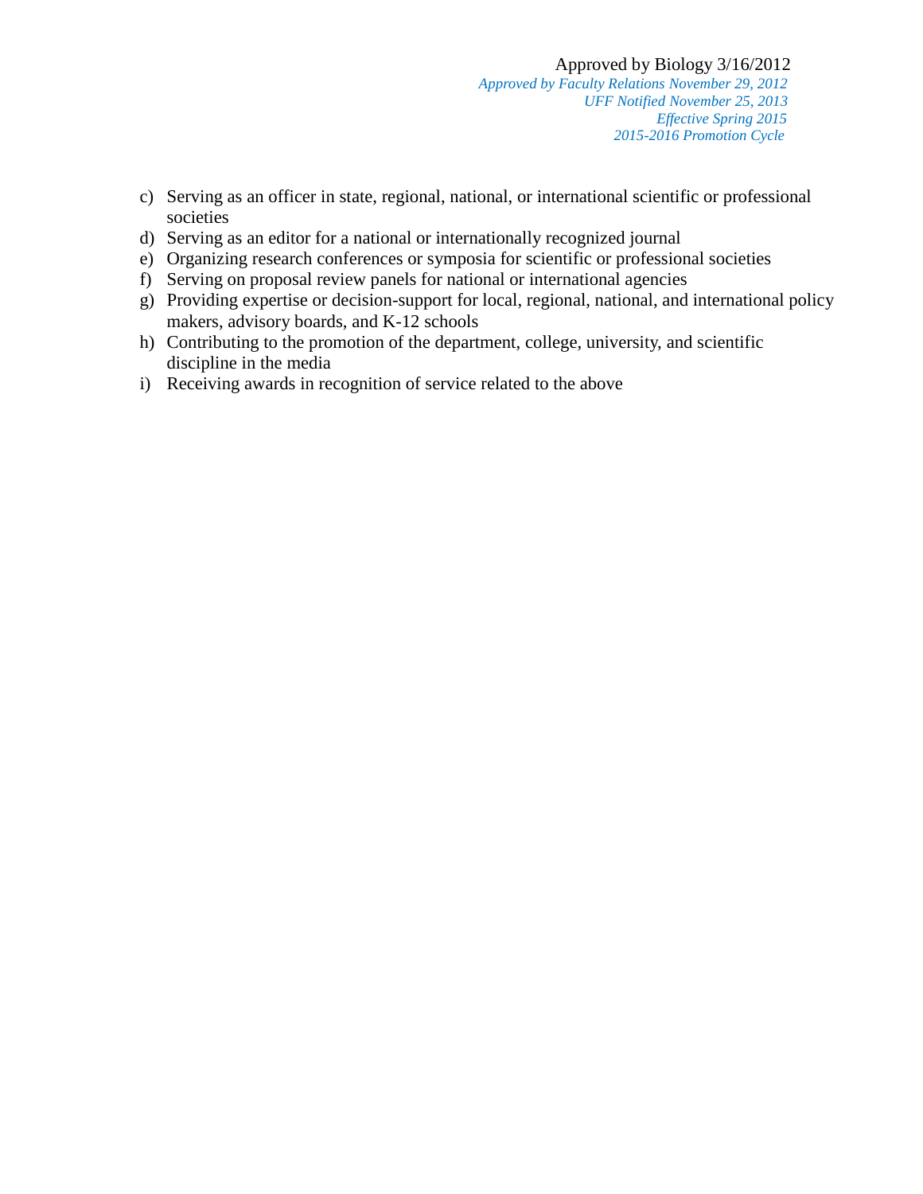c) Serving as an officer in state, regional, national, or international scientific or professional societies
d) Serving as an editor for a national or internationally recognized journal
e) Organizing research conferences or symposia for scientific or professional societies
f) Serving on proposal review panels for national or international agencies
g) Providing expertise or decision-support for local, regional, national, and international policy makers, advisory boards, and K-12 schools
h) Contributing to the promotion of the department, college, university, and scientific discipline in the media
i) Receiving awards in recognition of service related to the above